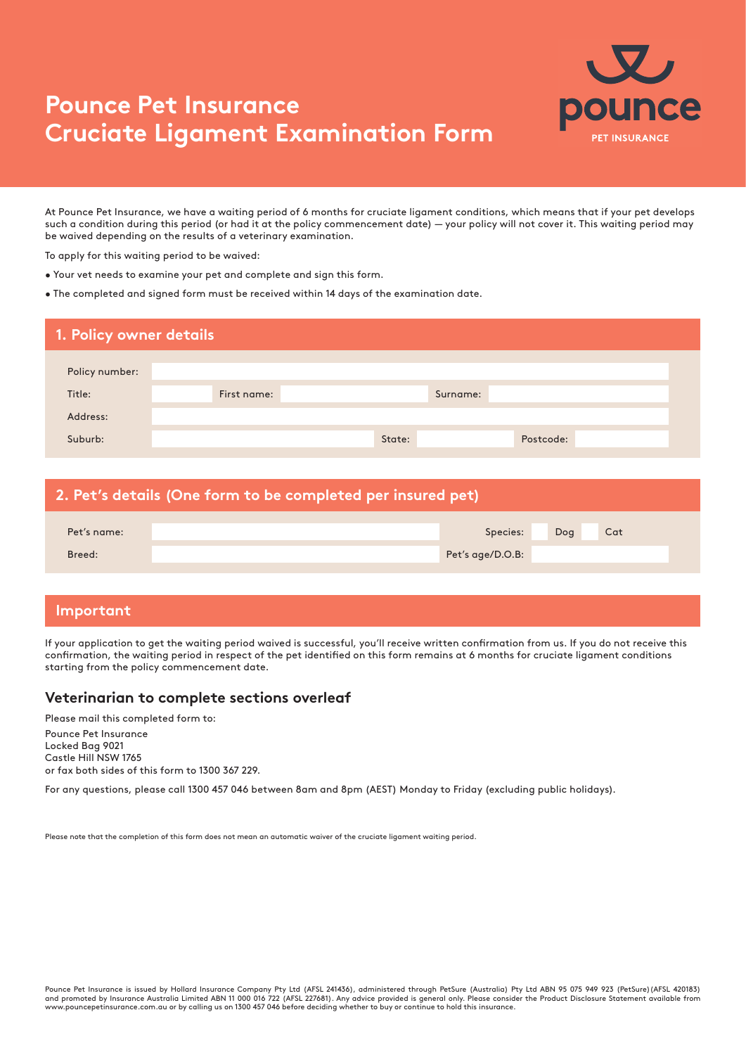# Pounce Pet Insurance Cruciate Ligament Examination Form

pounce PET INSURANCE

At Pounce Pet Insurance, we have a waiting period of 6 months for cruciate ligament conditions, which means that if your pet develops such a condition during this period (or had it at the policy commencement date) — your policy will not cover it. This waiting period may be waived depending on the results of a veterinary examination.

To apply for this waiting period to be waived:

- Your vet needs to examine your pet and complete and sign this form.
- The completed and signed form must be received within 14 days of the examination date.

## 1. Policy owner details

| | | | | | |
|---|---|---|---|---|---|
| Policy number: | | | | | |
| Title: | | First name: | | Surname: | |
| Address: | | | | | |
| Suburb: | | State: | | Postcode: | |

## 2. Pet's details (One form to be completed per insured pet)

| | | | |
|---|---|---|---|
| Pet's name: | | Species: | ☐ Dog ☐ Cat |
| Breed: | | Pet's age/D.O.B: | |

## Important

If your application to get the waiting period waived is successful, you'll receive written confirmation from us. If you do not receive this confirmation, the waiting period in respect of the pet identified on this form remains at 6 months for cruciate ligament conditions starting from the policy commencement date.

### Veterinarian to complete sections overleaf

Please mail this completed form to:

Pounce Pet Insurance
Locked Bag 9021
Castle Hill NSW 1765
or fax both sides of this form to 1300 367 229.

For any questions, please call 1300 457 046 between 8am and 8pm (AEST) Monday to Friday (excluding public holidays).

Please note that the completion of this form does not mean an automatic waiver of the cruciate ligament waiting period.

Pounce Pet Insurance is issued by Hollard Insurance Company Pty Ltd (AFSL 241436), administered through PetSure (Australia) Pty Ltd ABN 95 075 949 923 (PetSure) (AFSL 420183) and promoted by Insurance Australia Limited ABN 11 000 016 722 (AFSL 227681). Any advice provided is general only. Please consider the Product Disclosure Statement available from www.pouncepetinsurance.com.au or by calling us on 1300 457 046 before deciding whether to buy or continue to hold this insurance.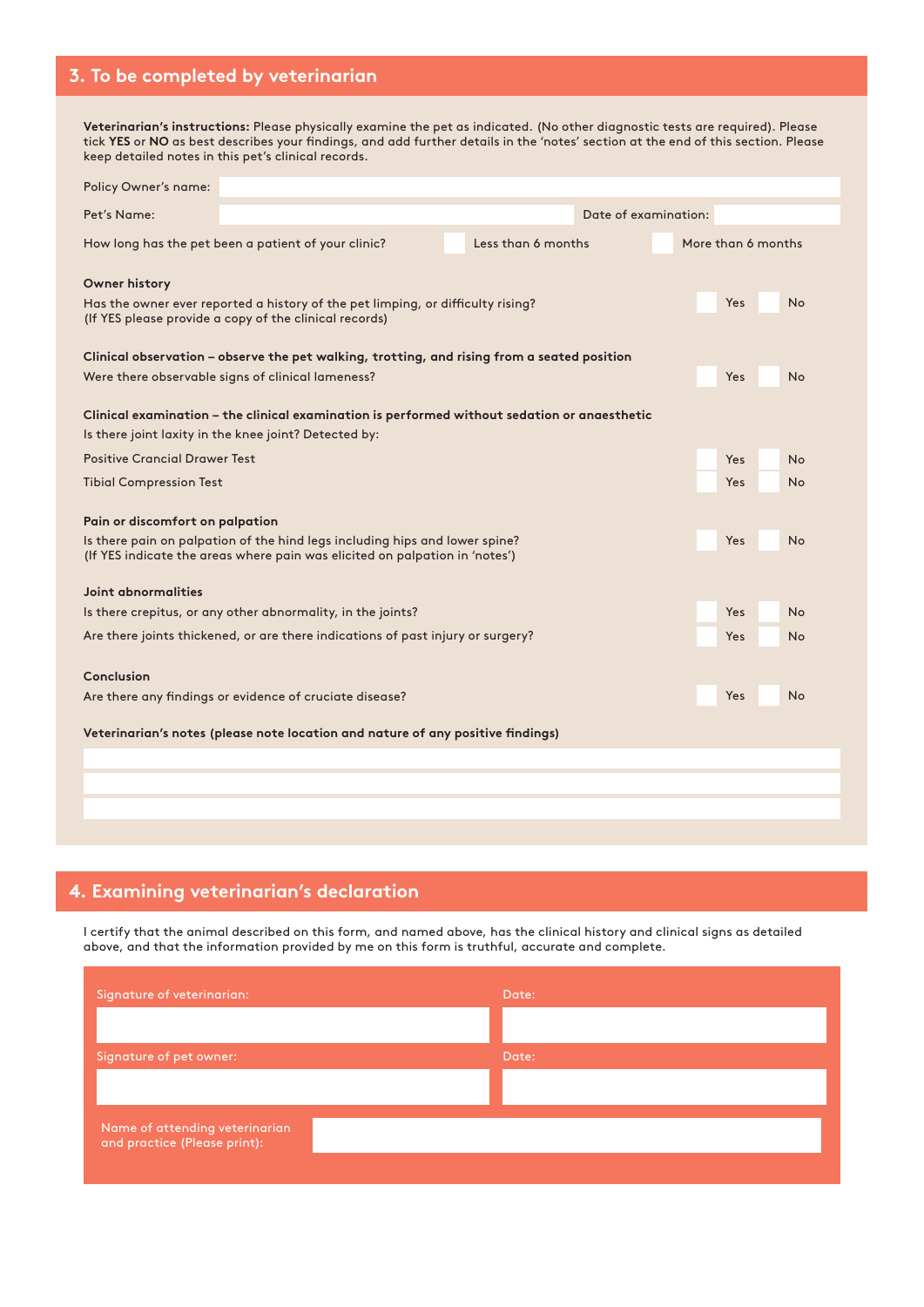## 3. To be completed by veterinarian

**Veterinarian's instructions:** Please physically examine the pet as indicated. (No other diagnostic tests are required). Please tick **YES** or **NO** as best describes your findings, and add further details in the 'notes' section at the end of this section. Please keep detailed notes in this pet's clinical records.

Policy Owner's name:

Pet's Name: Date of examination:

How long has the pet been a patient of your clinic? ☐ Less than 6 months ☐ More than 6 months

**Owner history**

Has the owner ever reported a history of the pet limping, or difficulty rising? ☐ Yes ☐ No
(If YES please provide a copy of the clinical records)

**Clinical observation – observe the pet walking, trotting, and rising from a seated position**

Were there observable signs of clinical lameness? ☐ Yes ☐ No

**Clinical examination – the clinical examination is performed without sedation or anaesthetic**

Is there joint laxity in the knee joint? Detected by:

Positive Crancial Drawer Test ☐ Yes ☐ No

Tibial Compression Test ☐ Yes ☐ No

**Pain or discomfort on palpation**

Is there pain on palpation of the hind legs including hips and lower spine? ☐ Yes ☐ No
(If YES indicate the areas where pain was elicited on palpation in 'notes')

**Joint abnormalities**

Is there crepitus, or any other abnormality, in the joints? ☐ Yes ☐ No

Are there joints thickened, or are there indications of past injury or surgery? ☐ Yes ☐ No

**Conclusion**

Are there any findings or evidence of cruciate disease? ☐ Yes ☐ No

**Veterinarian's notes (please note location and nature of any positive findings)**

## 4. Examining veterinarian's declaration

I certify that the animal described on this form, and named above, has the clinical history and clinical signs as detailed above, and that the information provided by me on this form is truthful, accurate and complete.

Signature of veterinarian: Date:

Signature of pet owner: Date:

Name of attending veterinarian and practice (Please print):